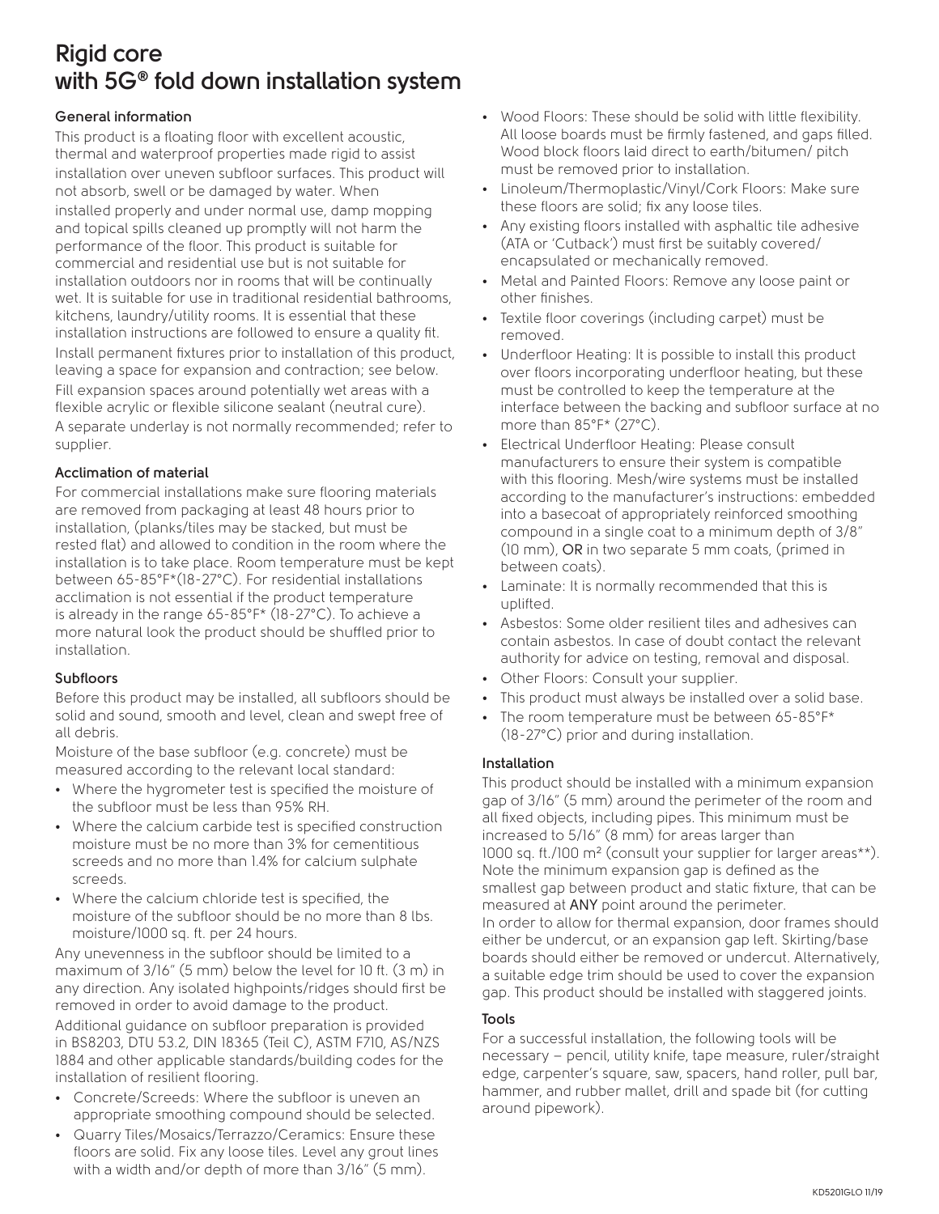# Rigid core with 5G® fold down installation system

### General information

This product is a floating floor with excellent acoustic, thermal and waterproof properties made rigid to assist installation over uneven subfloor surfaces. This product will not absorb, swell or be damaged by water. When installed properly and under normal use, damp mopping and topical spills cleaned up promptly will not harm the performance of the floor. This product is suitable for commercial and residential use but is not suitable for installation outdoors nor in rooms that will be continually wet. It is suitable for use in traditional residential bathrooms, kitchens, laundry/utility rooms. It is essential that these installation instructions are followed to ensure a quality fit.

Install permanent fixtures prior to installation of this product, leaving a space for expansion and contraction; see below.

Fill expansion spaces around potentially wet areas with a flexible acrylic or flexible silicone sealant (neutral cure).

A separate underlay is not normally recommended; refer to supplier.

### Acclimation of material

For commercial installations make sure flooring materials are removed from packaging at least 48 hours prior to installation, (planks/tiles may be stacked, but must be rested flat) and allowed to condition in the room where the installation is to take place. Room temperature must be kept between 65-85°F*(18-27°C). For residential installations acclimation is not essential if the product temperature is already in the range 65-85°F* (18-27°C). To achieve a more natural look the product should be shuffled prior to installation.

### Subfloors

Before this product may be installed, all subfloors should be solid and sound, smooth and level, clean and swept free of all debris.

Moisture of the base subfloor (e.g. concrete) must be measured according to the relevant local standard:

- Where the hygrometer test is specified the moisture of the subfloor must be less than 95% RH.
- Where the calcium carbide test is specified construction moisture must be no more than 3% for cementitious screeds and no more than 1.4% for calcium sulphate screeds.
- Where the calcium chloride test is specified, the moisture of the subfloor should be no more than 8 lbs. moisture/1000 sq. ft. per 24 hours.

Any unevenness in the subfloor should be limited to a maximum of 3/16" (5 mm) below the level for 10 ft. (3 m) in any direction. Any isolated highpoints/ridges should first be removed in order to avoid damage to the product.

Additional guidance on subfloor preparation is provided in BS8203, DTU 53.2, DIN 18365 (Teil C), ASTM F710, AS/NZS 1884 and other applicable standards/building codes for the installation of resilient flooring.

- Concrete/Screeds: Where the subfloor is uneven an appropriate smoothing compound should be selected.
- Quarry Tiles/Mosaics/Terrazzo/Ceramics: Ensure these floors are solid. Fix any loose tiles. Level any grout lines with a width and/or depth of more than 3/16" (5 mm).
- Wood Floors: These should be solid with little flexibility. All loose boards must be firmly fastened, and gaps filled. Wood block floors laid direct to earth/bitumen/ pitch must be removed prior to installation.
- Linoleum/Thermoplastic/Vinyl/Cork Floors: Make sure these floors are solid; fix any loose tiles.
- Any existing floors installed with asphaltic tile adhesive (ATA or 'Cutback') must first be suitably covered/ encapsulated or mechanically removed.
- Metal and Painted Floors: Remove any loose paint or other finishes.
- Textile floor coverings (including carpet) must be removed.
- Underfloor Heating: It is possible to install this product over floors incorporating underfloor heating, but these must be controlled to keep the temperature at the interface between the backing and subfloor surface at no more than 85°F* (27°C).
- Electrical Underfloor Heating: Please consult manufacturers to ensure their system is compatible with this flooring. Mesh/wire systems must be installed according to the manufacturer's instructions: embedded into a basecoat of appropriately reinforced smoothing compound in a single coat to a minimum depth of 3/8" (10 mm), OR in two separate 5 mm coats, (primed in between coats).
- Laminate: It is normally recommended that this is uplifted.
- Asbestos: Some older resilient tiles and adhesives can contain asbestos. In case of doubt contact the relevant authority for advice on testing, removal and disposal.
- Other Floors: Consult your supplier.
- This product must always be installed over a solid base.
- The room temperature must be between 65-85°F* (18-27°C) prior and during installation.

### Installation

This product should be installed with a minimum expansion gap of 3/16" (5 mm) around the perimeter of the room and all fixed objects, including pipes. This minimum must be increased to 5/16" (8 mm) for areas larger than 1000 sq. ft./100 m² (consult your supplier for larger areas**). Note the minimum expansion gap is defined as the smallest gap between product and static fixture, that can be measured at ANY point around the perimeter.

In order to allow for thermal expansion, door frames should either be undercut, or an expansion gap left. Skirting/base boards should either be removed or undercut. Alternatively, a suitable edge trim should be used to cover the expansion gap. This product should be installed with staggered joints.

### Tools

For a successful installation, the following tools will be necessary – pencil, utility knife, tape measure, ruler/straight edge, carpenter's square, saw, spacers, hand roller, pull bar, hammer, and rubber mallet, drill and spade bit (for cutting around pipework).

KD5201GLO 11/19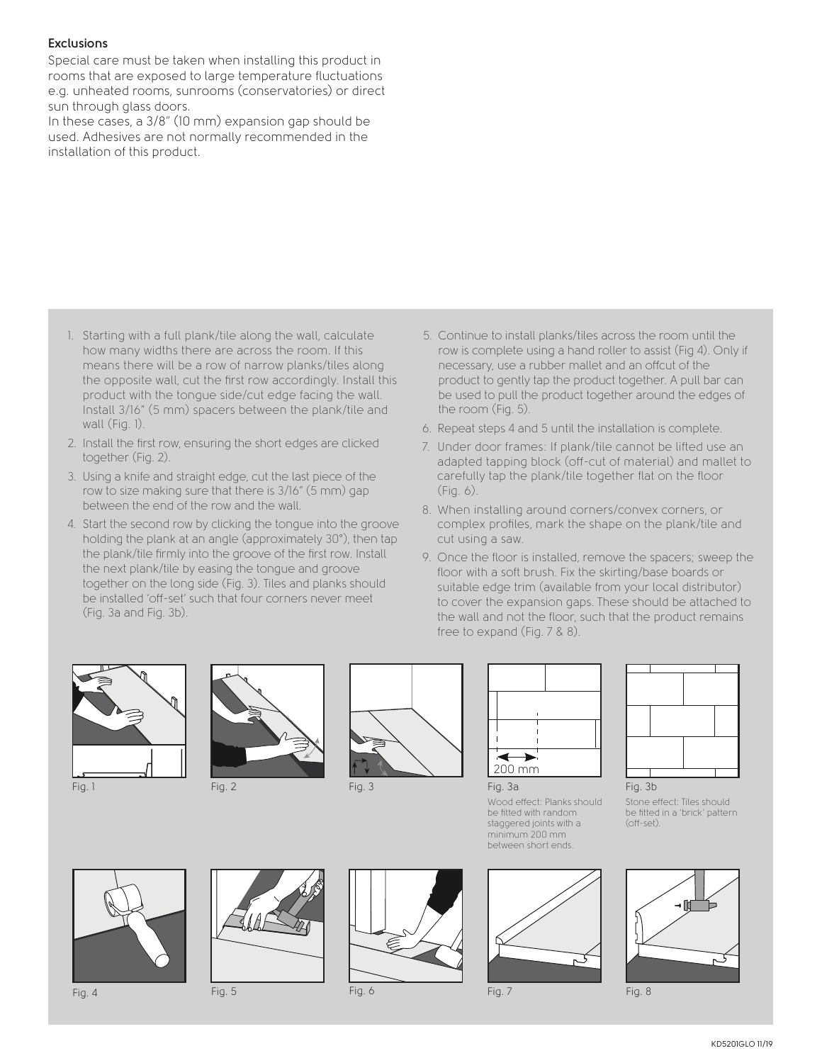## Exclusions

Special care must be taken when installing this product in rooms that are exposed to large temperature fluctuations e.g. unheated rooms, sunrooms (conservatories) or direct sun through glass doors.
In these cases, a 3/8" (10 mm) expansion gap should be used. Adhesives are not normally recommended in the installation of this product.

1. Starting with a full plank/tile along the wall, calculate how many widths there are across the room. If this means there will be a row of narrow planks/tiles along the opposite wall, cut the first row accordingly. Install this product with the tongue side/cut edge facing the wall. Install 3/16" (5 mm) spacers between the plank/tile and wall (Fig. 1).
2. Install the first row, ensuring the short edges are clicked together (Fig. 2).
3. Using a knife and straight edge, cut the last piece of the row to size making sure that there is 3/16" (5 mm) gap between the end of the row and the wall.
4. Start the second row by clicking the tongue into the groove holding the plank at an angle (approximately 30°), then tap the plank/tile firmly into the groove of the first row. Install the next plank/tile by easing the tongue and groove together on the long side (Fig. 3). Tiles and planks should be installed 'off-set' such that four corners never meet (Fig. 3a and Fig. 3b).
5. Continue to install planks/tiles across the room until the row is complete using a hand roller to assist (Fig 4). Only if necessary, use a rubber mallet and an offcut of the product to gently tap the product together. A pull bar can be used to pull the product together around the edges of the room (Fig. 5).
6. Repeat steps 4 and 5 until the installation is complete.
7. Under door frames: If plank/tile cannot be lifted use an adapted tapping block (off-cut of material) and mallet to carefully tap the plank/tile together flat on the floor (Fig. 6).
8. When installing around corners/convex corners, or complex profiles, mark the shape on the plank/tile and cut using a saw.
9. Once the floor is installed, remove the spacers; sweep the floor with a soft brush. Fix the skirting/base boards or suitable edge trim (available from your local distributor) to cover the expansion gaps. These should be attached to the wall and not the floor, such that the product remains free to expand (Fig. 7 & 8).

Fig. 1

Fig. 2

Fig. 3

200 mm

Fig. 3a
Wood effect: Planks should be fitted with random staggered joints with a minimum 200 mm between short ends.

Fig. 3b
Stone effect: Tiles should be fitted in a 'brick' pattern (off-set).

Fig. 4

Fig. 5

Fig. 6

Fig. 7

Fig. 8

KD5201GLO 11/19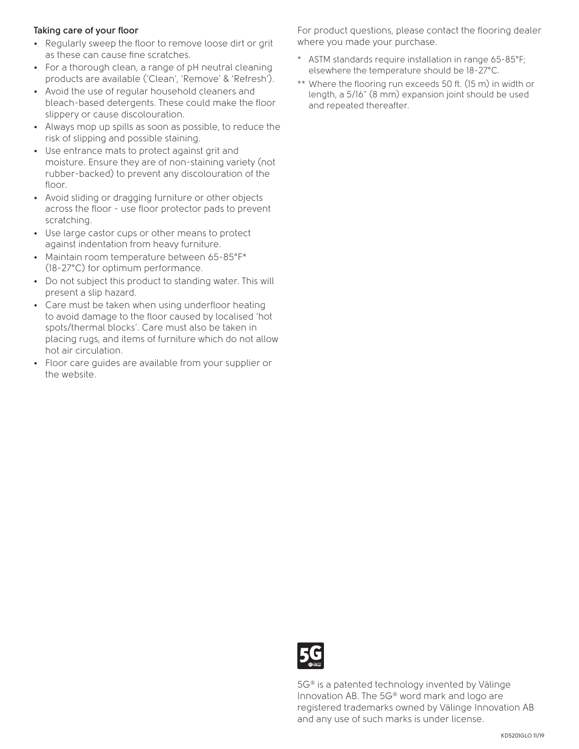### Taking care of your floor

- Regularly sweep the floor to remove loose dirt or grit as these can cause fine scratches.
- For a thorough clean, a range of pH neutral cleaning products are available ('Clean', 'Remove' & 'Refresh').
- Avoid the use of regular household cleaners and bleach-based detergents. These could make the floor slippery or cause discolouration.
- Always mop up spills as soon as possible, to reduce the risk of slipping and possible staining.
- Use entrance mats to protect against grit and moisture. Ensure they are of non-staining variety (not rubber-backed) to prevent any discolouration of the floor.
- Avoid sliding or dragging furniture or other objects across the floor - use floor protector pads to prevent scratching.
- Use large castor cups or other means to protect against indentation from heavy furniture.
- Maintain room temperature between 65-85°F* (18-27°C) for optimum performance.
- Do not subject this product to standing water. This will present a slip hazard.
- Care must be taken when using underfloor heating to avoid damage to the floor caused by localised 'hot spots/thermal blocks'. Care must also be taken in placing rugs, and items of furniture which do not allow hot air circulation.
- Floor care guides are available from your supplier or the website.

For product questions, please contact the flooring dealer where you made your purchase.

\* ASTM standards require installation in range 65-85°F; elsewhere the temperature should be 18-27°C.

\*\* Where the flooring run exceeds 50 ft. (15 m) in width or length, a 5/16" (8 mm) expansion joint should be used and repeated thereafter.

5G® is a patented technology invented by Välinge Innovation AB. The 5G® word mark and logo are registered trademarks owned by Välinge Innovation AB and any use of such marks is under license.

KD5201GLO 11/19